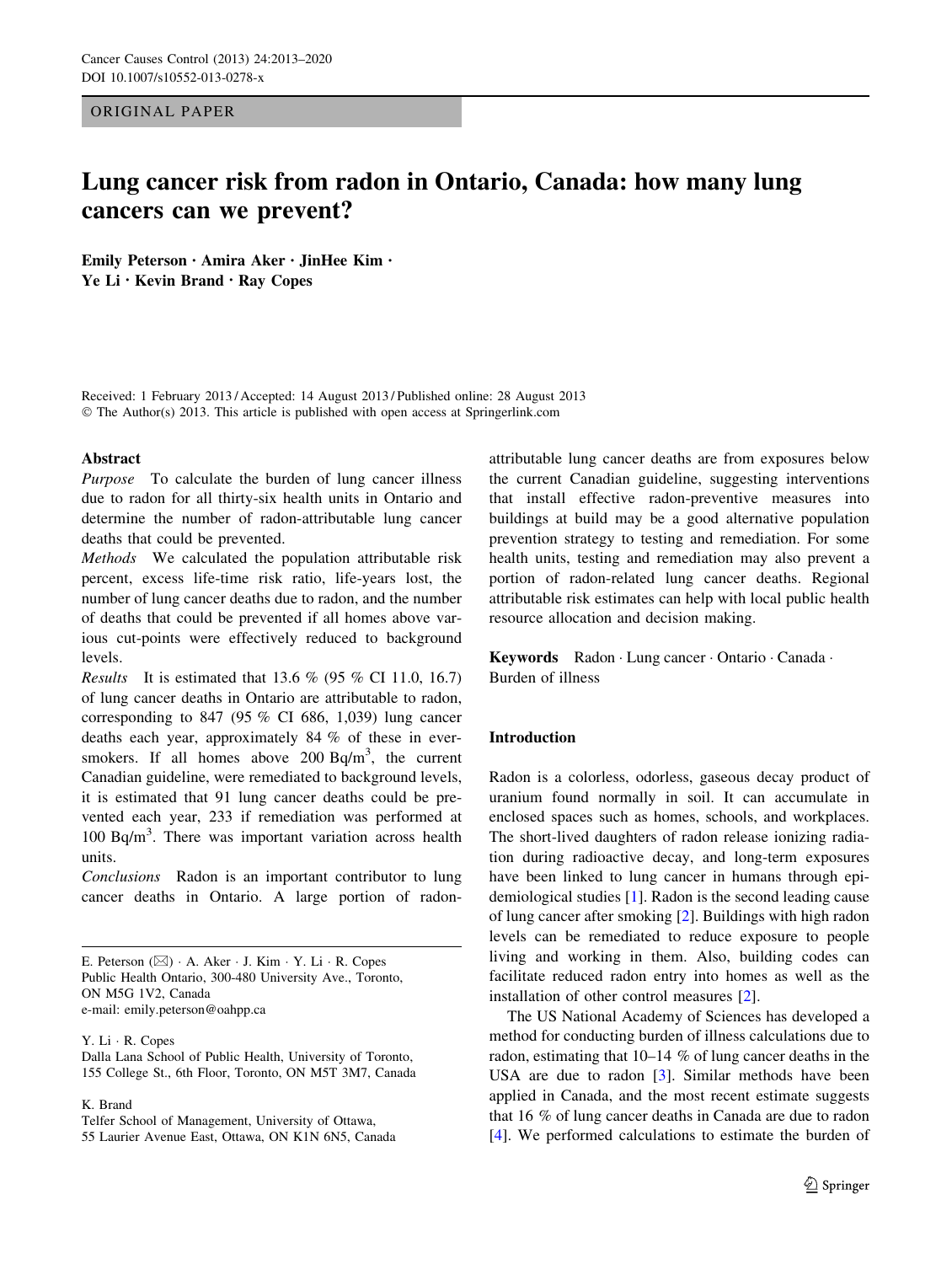ORIGINAL PAPER

# Lung cancer risk from radon in Ontario, Canada: how many lung cancers can we prevent?

Emily Peterson · Amira Aker · JinHee Kim · Ye Li · Kevin Brand · Ray Copes

Received: 1 February 2013 / Accepted: 14 August 2013 / Published online: 28 August 2013
© The Author(s) 2013. This article is published with open access at Springerlink.com

## Abstract

*Purpose* To calculate the burden of lung cancer illness due to radon for all thirty-six health units in Ontario and determine the number of radon-attributable lung cancer deaths that could be prevented.

*Methods* We calculated the population attributable risk percent, excess life-time risk ratio, life-years lost, the number of lung cancer deaths due to radon, and the number of deaths that could be prevented if all homes above various cut-points were effectively reduced to background levels.

*Results* It is estimated that 13.6 % (95 % CI 11.0, 16.7) of lung cancer deaths in Ontario are attributable to radon, corresponding to 847 (95 % CI 686, 1,039) lung cancer deaths each year, approximately 84 % of these in ever-smokers. If all homes above 200 Bq/m$^3$, the current Canadian guideline, were remediated to background levels, it is estimated that 91 lung cancer deaths could be prevented each year, 233 if remediation was performed at 100 Bq/m$^3$. There was important variation across health units.

*Conclusions* Radon is an important contributor to lung cancer deaths in Ontario. A large portion of radon-attributable lung cancer deaths are from exposures below the current Canadian guideline, suggesting interventions that install effective radon-preventive measures into buildings at build may be a good alternative population prevention strategy to testing and remediation. For some health units, testing and remediation may also prevent a portion of radon-related lung cancer deaths. Regional attributable risk estimates can help with local public health resource allocation and decision making.

**Keywords** Radon · Lung cancer · Ontario · Canada · Burden of illness

E. Peterson (✉) · A. Aker · J. Kim · Y. Li · R. Copes
Public Health Ontario, 300-480 University Ave., Toronto, ON M5G 1V2, Canada
e-mail: emily.peterson@oahpp.ca

Y. Li · R. Copes
Dalla Lana School of Public Health, University of Toronto, 155 College St., 6th Floor, Toronto, ON M5T 3M7, Canada

K. Brand
Telfer School of Management, University of Ottawa, 55 Laurier Avenue East, Ottawa, ON K1N 6N5, Canada

## Introduction

Radon is a colorless, odorless, gaseous decay product of uranium found normally in soil. It can accumulate in enclosed spaces such as homes, schools, and workplaces. The short-lived daughters of radon release ionizing radiation during radioactive decay, and long-term exposures have been linked to lung cancer in humans through epidemiological studies [1]. Radon is the second leading cause of lung cancer after smoking [2]. Buildings with high radon levels can be remediated to reduce exposure to people living and working in them. Also, building codes can facilitate reduced radon entry into homes as well as the installation of other control measures [2].

The US National Academy of Sciences has developed a method for conducting burden of illness calculations due to radon, estimating that 10–14 % of lung cancer deaths in the USA are due to radon [3]. Similar methods have been applied in Canada, and the most recent estimate suggests that 16 % of lung cancer deaths in Canada are due to radon [4]. We performed calculations to estimate the burden of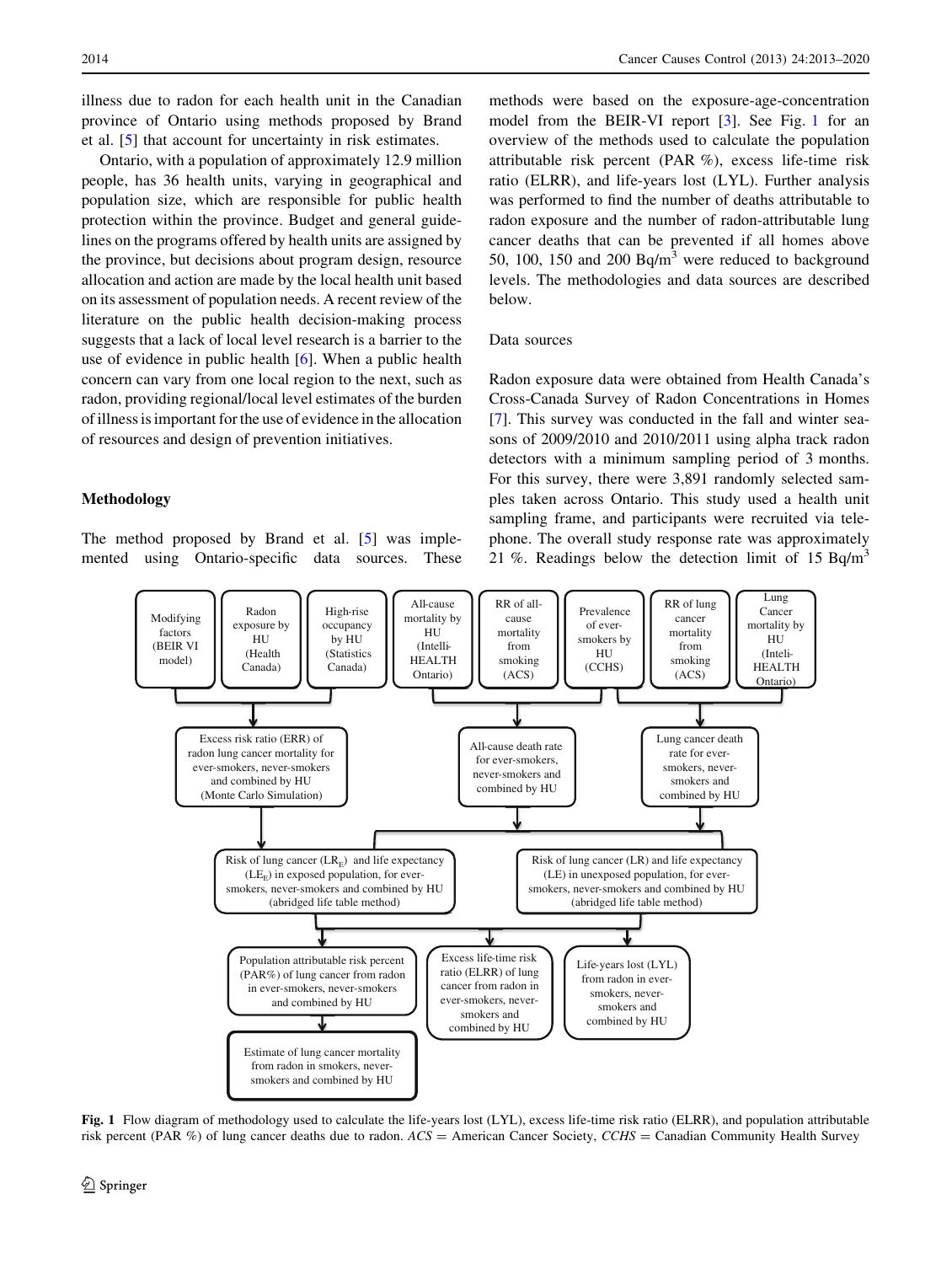illness due to radon for each health unit in the Canadian province of Ontario using methods proposed by Brand et al. [5] that account for uncertainty in risk estimates.

Ontario, with a population of approximately 12.9 million people, has 36 health units, varying in geographical and population size, which are responsible for public health protection within the province. Budget and general guidelines on the programs offered by health units are assigned by the province, but decisions about program design, resource allocation and action are made by the local health unit based on its assessment of population needs. A recent review of the literature on the public health decision-making process suggests that a lack of local level research is a barrier to the use of evidence in public health [6]. When a public health concern can vary from one local region to the next, such as radon, providing regional/local level estimates of the burden of illness is important for the use of evidence in the allocation of resources and design of prevention initiatives.

## Methodology

The method proposed by Brand et al. [5] was implemented using Ontario-specific data sources. These methods were based on the exposure-age-concentration model from the BEIR-VI report [3]. See Fig. 1 for an overview of the methods used to calculate the population attributable risk percent (PAR %), excess life-time risk ratio (ELRR), and life-years lost (LYL). Further analysis was performed to find the number of deaths attributable to radon exposure and the number of radon-attributable lung cancer deaths that can be prevented if all homes above 50, 100, 150 and 200 Bq/m$^3$ were reduced to background levels. The methodologies and data sources are described below.

### Data sources

Radon exposure data were obtained from Health Canada's Cross-Canada Survey of Radon Concentrations in Homes [7]. This survey was conducted in the fall and winter seasons of 2009/2010 and 2010/2011 using alpha track radon detectors with a minimum sampling period of 3 months. For this survey, there were 3,891 randomly selected samples taken across Ontario. This study used a health unit sampling frame, and participants were recruited via telephone. The overall study response rate was approximately 21 %. Readings below the detection limit of 15 Bq/m$^3$

**Fig. 1** Flow diagram of methodology used to calculate the life-years lost (LYL), excess life-time risk ratio (ELRR), and population attributable risk percent (PAR %) of lung cancer deaths due to radon. *ACS* = American Cancer Society, *CCHS* = Canadian Community Health Survey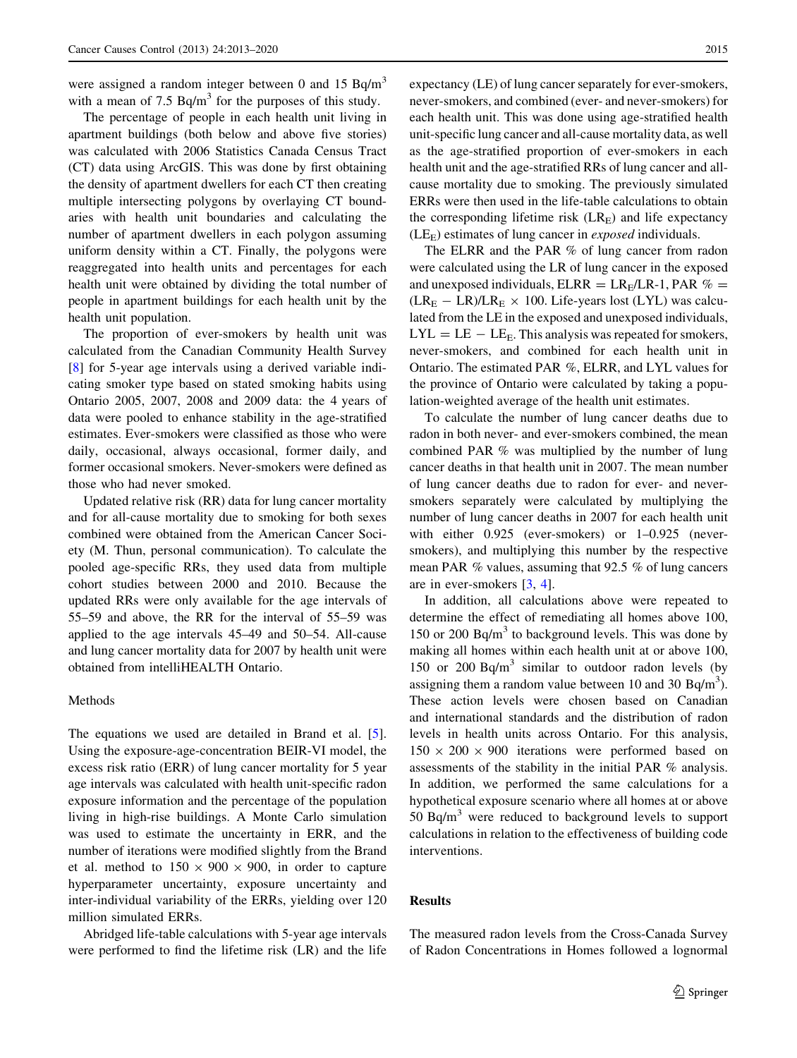were assigned a random integer between 0 and 15 Bq/m$^3$ with a mean of 7.5 Bq/m$^3$ for the purposes of this study.

The percentage of people in each health unit living in apartment buildings (both below and above five stories) was calculated with 2006 Statistics Canada Census Tract (CT) data using ArcGIS. This was done by first obtaining the density of apartment dwellers for each CT then creating multiple intersecting polygons by overlaying CT boundaries with health unit boundaries and calculating the number of apartment dwellers in each polygon assuming uniform density within a CT. Finally, the polygons were reaggregated into health units and percentages for each health unit were obtained by dividing the total number of people in apartment buildings for each health unit by the health unit population.

The proportion of ever-smokers by health unit was calculated from the Canadian Community Health Survey [8] for 5-year age intervals using a derived variable indicating smoker type based on stated smoking habits using Ontario 2005, 2007, 2008 and 2009 data: the 4 years of data were pooled to enhance stability in the age-stratified estimates. Ever-smokers were classified as those who were daily, occasional, always occasional, former daily, and former occasional smokers. Never-smokers were defined as those who had never smoked.

Updated relative risk (RR) data for lung cancer mortality and for all-cause mortality due to smoking for both sexes combined were obtained from the American Cancer Society (M. Thun, personal communication). To calculate the pooled age-specific RRs, they used data from multiple cohort studies between 2000 and 2010. Because the updated RRs were only available for the age intervals of 55–59 and above, the RR for the interval of 55–59 was applied to the age intervals 45–49 and 50–54. All-cause and lung cancer mortality data for 2007 by health unit were obtained from intelliHEALTH Ontario.

## Methods

The equations we used are detailed in Brand et al. [5]. Using the exposure-age-concentration BEIR-VI model, the excess risk ratio (ERR) of lung cancer mortality for 5 year age intervals was calculated with health unit-specific radon exposure information and the percentage of the population living in high-rise buildings. A Monte Carlo simulation was used to estimate the uncertainty in ERR, and the number of iterations were modified slightly from the Brand et al. method to $150 \times 900 \times 900$, in order to capture hyperparameter uncertainty, exposure uncertainty and inter-individual variability of the ERRs, yielding over 120 million simulated ERRs.

Abridged life-table calculations with 5-year age intervals were performed to find the lifetime risk (LR) and the life expectancy (LE) of lung cancer separately for ever-smokers, never-smokers, and combined (ever- and never-smokers) for each health unit. This was done using age-stratified health unit-specific lung cancer and all-cause mortality data, as well as the age-stratified proportion of ever-smokers in each health unit and the age-stratified RRs of lung cancer and all-cause mortality due to smoking. The previously simulated ERRs were then used in the life-table calculations to obtain the corresponding lifetime risk ($LR_E$) and life expectancy ($LE_E$) estimates of lung cancer in *exposed* individuals.

The ELRR and the PAR % of lung cancer from radon were calculated using the LR of lung cancer in the exposed and unexposed individuals, $ELRR = LR_E/LR-1$, $PAR\ \% = (LR_E - LR)/LR_E \times 100$. Life-years lost (LYL) was calculated from the LE in the exposed and unexposed individuals, $LYL = LE - LE_E$. This analysis was repeated for smokers, never-smokers, and combined for each health unit in Ontario. The estimated PAR %, ELRR, and LYL values for the province of Ontario were calculated by taking a population-weighted average of the health unit estimates.

To calculate the number of lung cancer deaths due to radon in both never- and ever-smokers combined, the mean combined PAR % was multiplied by the number of lung cancer deaths in that health unit in 2007. The mean number of lung cancer deaths due to radon for ever- and never-smokers separately were calculated by multiplying the number of lung cancer deaths in 2007 for each health unit with either 0.925 (ever-smokers) or 1–0.925 (never-smokers), and multiplying this number by the respective mean PAR % values, assuming that 92.5 % of lung cancers are in ever-smokers [3, 4].

In addition, all calculations above were repeated to determine the effect of remediating all homes above 100, 150 or 200 Bq/m$^3$ to background levels. This was done by making all homes within each health unit at or above 100, 150 or 200 Bq/m$^3$ similar to outdoor radon levels (by assigning them a random value between 10 and 30 Bq/m$^3$). These action levels were chosen based on Canadian and international standards and the distribution of radon levels in health units across Ontario. For this analysis, $150 \times 200 \times 900$ iterations were performed based on assessments of the stability in the initial PAR % analysis. In addition, we performed the same calculations for a hypothetical exposure scenario where all homes at or above 50 Bq/m$^3$ were reduced to background levels to support calculations in relation to the effectiveness of building code interventions.

## Results

The measured radon levels from the Cross-Canada Survey of Radon Concentrations in Homes followed a lognormal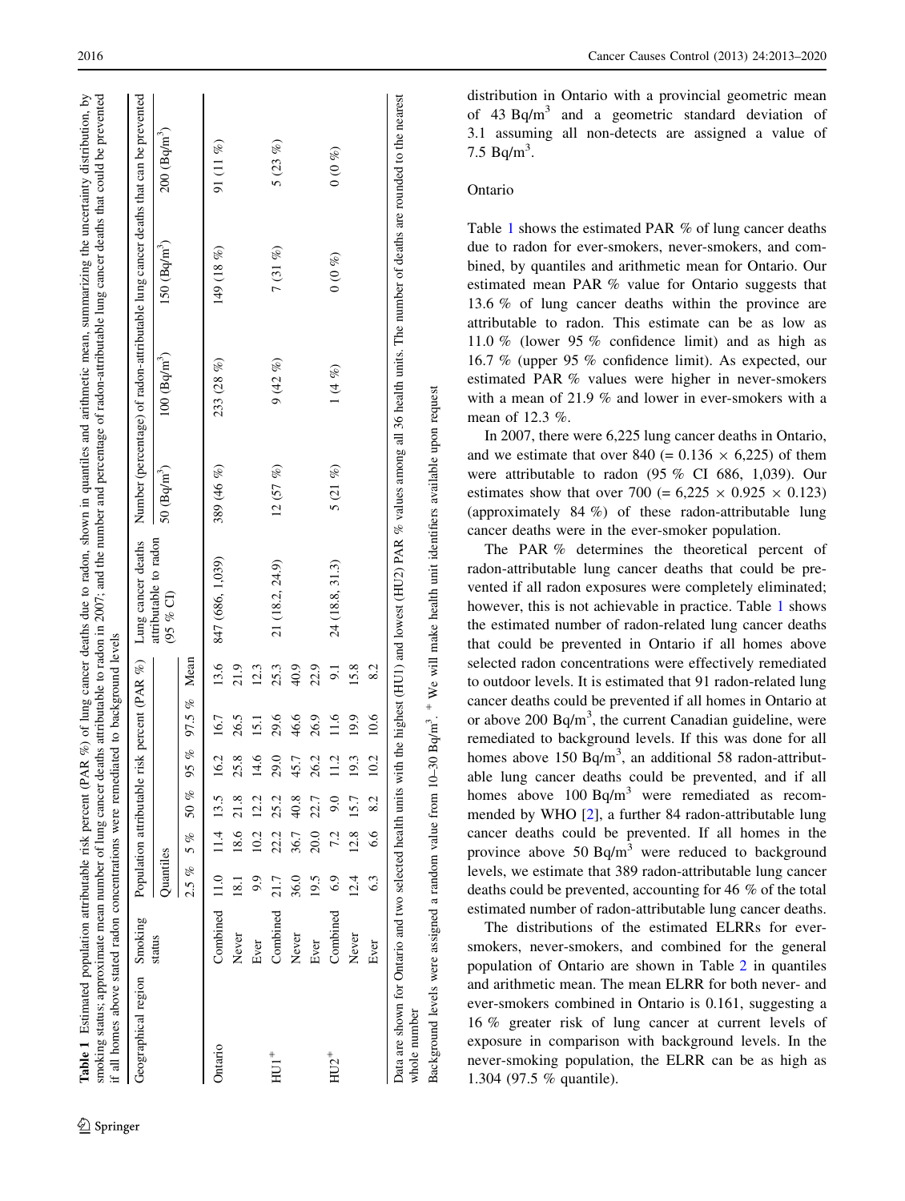**Table 1** Estimated population attributable risk percent (PAR %) of lung cancer deaths due to radon, shown in quantiles and arithmetic mean, summarizing the uncertainty distribution, by smoking status; approximate mean number of lung cancer deaths attributable to radon in 2007; and the number and percentage of radon-attributable lung cancer deaths that could be prevented if all homes above stated radon concentrations were remediated to background levels

| Geographical region | Smoking status | Population attributable risk percent (PAR %) | | | | | | Lung cancer deaths attributable to radon (95 % CI) | Number (percentage) of radon-attributable lung cancer deaths that can be prevented | | | |
|---|---|---|---|---|---|---|---|---|---|---|---|---|
| | | Quantiles | | | | | Mean | | 50 (Bq/m$^3$) | 100 (Bq/m$^3$) | 150 (Bq/m$^3$) | 200 (Bq/m$^3$) |
| | | 2.5 % | 5 % | 50 % | 95 % | 97.5 % | | | | | | |
| Ontario | Combined | 11.0 | 11.4 | 13.5 | 16.2 | 16.7 | 13.6 | 847 (686, 1,039) | 389 (46 %) | 233 (28 %) | 149 (18 %) | 91 (11 %) |
| | Never | 18.1 | 18.6 | 21.8 | 25.8 | 26.5 | 21.9 | | | | | |
| | Ever | 9.9 | 10.2 | 12.2 | 14.6 | 15.1 | 12.3 | | | | | |
| HU1[#] | Combined | 21.7 | 22.2 | 25.2 | 29.0 | 29.6 | 25.3 | 21 (18.2, 24.9) | 12 (57 %) | 9 (42 %) | 7 (31 %) | 5 (23 %) |
| | Never | 36.0 | 36.7 | 40.8 | 45.7 | 46.6 | 40.9 | | | | | |
| | Ever | 19.5 | 20.0 | 22.7 | 26.2 | 26.9 | 22.9 | | | | | |
| HU2[#] | Combined | 6.9 | 7.2 | 9.0 | 11.2 | 11.6 | 9.1 | 24 (18.8, 31.3) | 5 (21 %) | 1 (4 %) | 0 (0 %) | 0 (0 %) |
| | Never | 12.4 | 12.8 | 15.7 | 19.3 | 19.9 | 15.8 | | | | | |
| | Ever | 6.3 | 6.6 | 8.2 | 10.2 | 10.6 | 8.2 | | | | | |

Data are shown for Ontario and two selected health units with the highest (HU1) and lowest (HU2) PAR % values among all 36 health units. The number of deaths are rounded to the nearest whole number

Background levels were assigned a random value from 10–30 Bq/m$^3$. [#] We will make health unit identifiers available upon request

distribution in Ontario with a provincial geometric mean of 43 Bq/m$^3$ and a geometric standard deviation of 3.1 assuming all non-detects are assigned a value of 7.5 Bq/m$^3$.

## Ontario

Table 1 shows the estimated PAR % of lung cancer deaths due to radon for ever-smokers, never-smokers, and combined, by quantiles and arithmetic mean for Ontario. Our estimated mean PAR % value for Ontario suggests that 13.6 % of lung cancer deaths within the province are attributable to radon. This estimate can be as low as 11.0 % (lower 95 % confidence limit) and as high as 16.7 % (upper 95 % confidence limit). As expected, our estimated PAR % values were higher in never-smokers with a mean of 21.9 % and lower in ever-smokers with a mean of 12.3 %.

In 2007, there were 6,225 lung cancer deaths in Ontario, and we estimate that over 840 ($= 0.136 \times 6{,}225$) of them were attributable to radon (95 % CI 686, 1,039). Our estimates show that over 700 ($= 6{,}225 \times 0.925 \times 0.123$) (approximately 84 %) of these radon-attributable lung cancer deaths were in the ever-smoker population.

The PAR % determines the theoretical percent of radon-attributable lung cancer deaths that could be prevented if all radon exposures were completely eliminated; however, this is not achievable in practice. Table 1 shows the estimated number of radon-related lung cancer deaths that could be prevented in Ontario if all homes above selected radon concentrations were effectively remediated to outdoor levels. It is estimated that 91 radon-related lung cancer deaths could be prevented if all homes in Ontario at or above 200 Bq/m$^3$, the current Canadian guideline, were remediated to background levels. If this was done for all homes above 150 Bq/m$^3$, an additional 58 radon-attributable lung cancer deaths could be prevented, and if all homes above 100 Bq/m$^3$ were remediated as recommended by WHO [2], a further 84 radon-attributable lung cancer deaths could be prevented. If all homes in the province above 50 Bq/m$^3$ were reduced to background levels, we estimate that 389 radon-attributable lung cancer deaths could be prevented, accounting for 46 % of the total estimated number of radon-attributable lung cancer deaths.

The distributions of the estimated ELRRs for ever-smokers, never-smokers, and combined for the general population of Ontario are shown in Table 2 in quantiles and arithmetic mean. The mean ELRR for both never- and ever-smokers combined in Ontario is 0.161, suggesting a 16 % greater risk of lung cancer at current levels of exposure in comparison with background levels. In the never-smoking population, the ELRR can be as high as 1.304 (97.5 % quantile).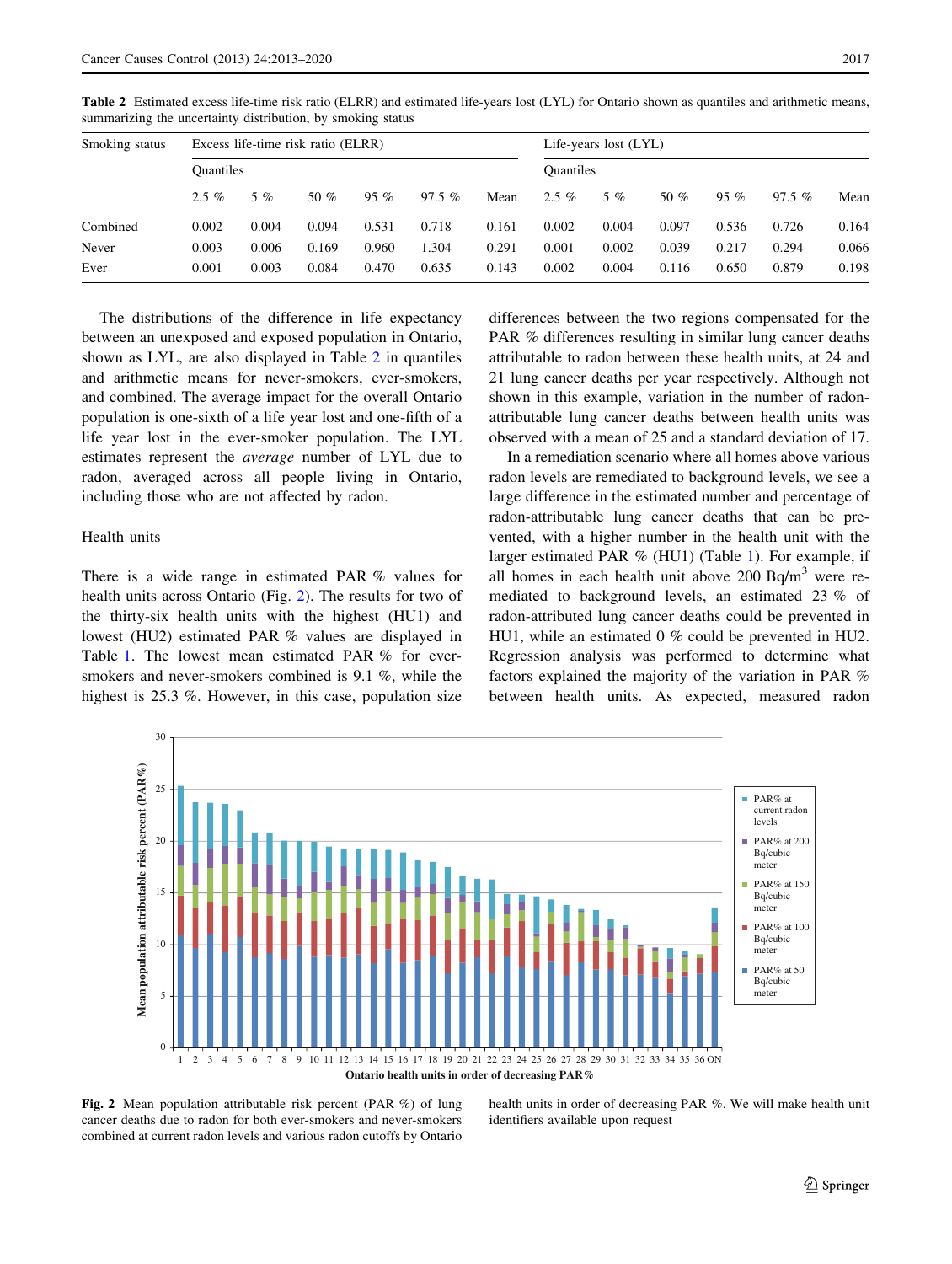**Table 2** Estimated excess life-time risk ratio (ELRR) and estimated life-years lost (LYL) for Ontario shown as quantiles and arithmetic means, summarizing the uncertainty distribution, by smoking status

| Smoking status | Excess life-time risk ratio (ELRR) | | | | | | Life-years lost (LYL) | | | | | |
|---|---|---|---|---|---|---|---|---|---|---|---|---|
| | Quantiles | | | | | | Quantiles | | | | | |
| | 2.5 % | 5 % | 50 % | 95 % | 97.5 % | Mean | 2.5 % | 5 % | 50 % | 95 % | 97.5 % | Mean |
| Combined | 0.002 | 0.004 | 0.094 | 0.531 | 0.718 | 0.161 | 0.002 | 0.004 | 0.097 | 0.536 | 0.726 | 0.164 |
| Never | 0.003 | 0.006 | 0.169 | 0.960 | 1.304 | 0.291 | 0.001 | 0.002 | 0.039 | 0.217 | 0.294 | 0.066 |
| Ever | 0.001 | 0.003 | 0.084 | 0.470 | 0.635 | 0.143 | 0.002 | 0.004 | 0.116 | 0.650 | 0.879 | 0.198 |

The distributions of the difference in life expectancy between an unexposed and exposed population in Ontario, shown as LYL, are also displayed in Table 2 in quantiles and arithmetic means for never-smokers, ever-smokers, and combined. The average impact for the overall Ontario population is one-sixth of a life year lost and one-fifth of a life year lost in the ever-smoker population. The LYL estimates represent the *average* number of LYL due to radon, averaged across all people living in Ontario, including those who are not affected by radon.

## Health units

There is a wide range in estimated PAR % values for health units across Ontario (Fig. 2). The results for two of the thirty-six health units with the highest (HU1) and lowest (HU2) estimated PAR % values are displayed in Table 1. The lowest mean estimated PAR % for ever-smokers and never-smokers combined is 9.1 %, while the highest is 25.3 %. However, in this case, population size differences between the two regions compensated for the PAR % differences resulting in similar lung cancer deaths attributable to radon between these health units, at 24 and 21 lung cancer deaths per year respectively. Although not shown in this example, variation in the number of radon-attributable lung cancer deaths between health units was observed with a mean of 25 and a standard deviation of 17.

In a remediation scenario where all homes above various radon levels are remediated to background levels, we see a large difference in the estimated number and percentage of radon-attributable lung cancer deaths that can be prevented, with a higher number in the health unit with the larger estimated PAR % (HU1) (Table 1). For example, if all homes in each health unit above 200 Bq/m$^3$ were remediated to background levels, an estimated 23 % of radon-attributed lung cancer deaths could be prevented in HU1, while an estimated 0 % could be prevented in HU2. Regression analysis was performed to determine what factors explained the majority of the variation in PAR % between health units. As expected, measured radon

**Fig. 2** Mean population attributable risk percent (PAR %) of lung cancer deaths due to radon for both ever-smokers and never-smokers combined at current radon levels and various radon cutoffs by Ontario health units in order of decreasing PAR %. We will make health unit identifiers available upon request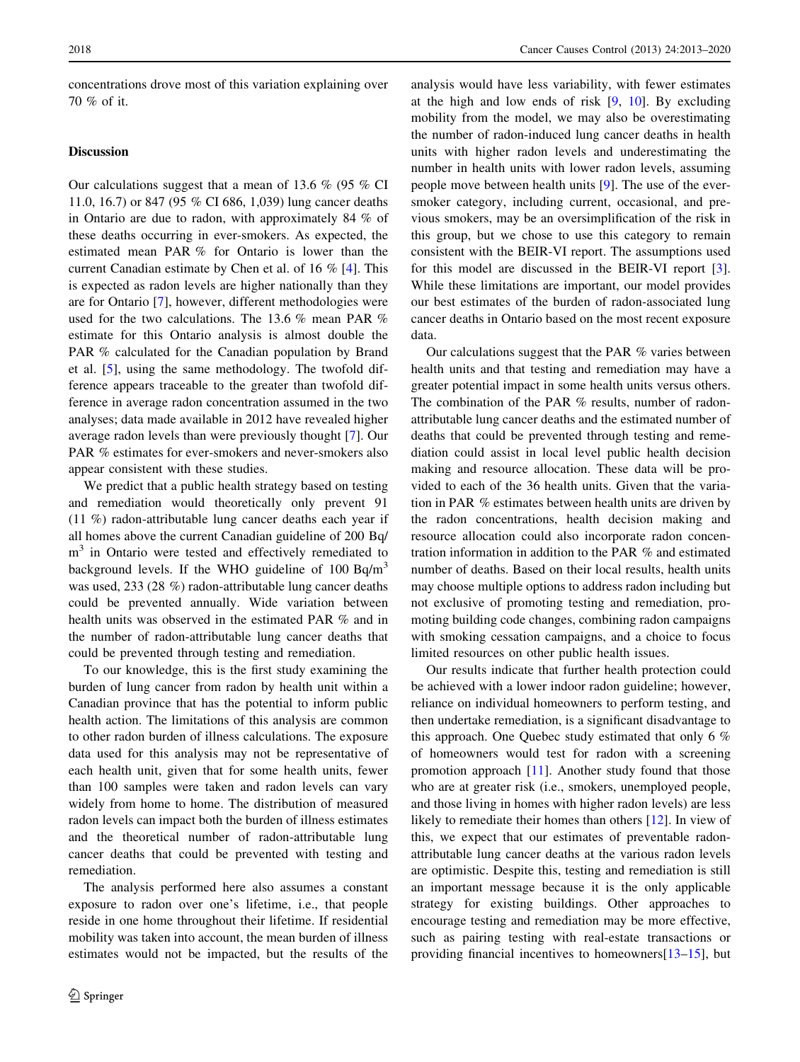concentrations drove most of this variation explaining over 70 % of it.

## Discussion

Our calculations suggest that a mean of 13.6 % (95 % CI 11.0, 16.7) or 847 (95 % CI 686, 1,039) lung cancer deaths in Ontario are due to radon, with approximately 84 % of these deaths occurring in ever-smokers. As expected, the estimated mean PAR % for Ontario is lower than the current Canadian estimate by Chen et al. of 16 % [4]. This is expected as radon levels are higher nationally than they are for Ontario [7], however, different methodologies were used for the two calculations. The 13.6 % mean PAR % estimate for this Ontario analysis is almost double the PAR % calculated for the Canadian population by Brand et al. [5], using the same methodology. The twofold difference appears traceable to the greater than twofold difference in average radon concentration assumed in the two analyses; data made available in 2012 have revealed higher average radon levels than were previously thought [7]. Our PAR % estimates for ever-smokers and never-smokers also appear consistent with these studies.

We predict that a public health strategy based on testing and remediation would theoretically only prevent 91 (11 %) radon-attributable lung cancer deaths each year if all homes above the current Canadian guideline of 200 Bq/m$^3$ in Ontario were tested and effectively remediated to background levels. If the WHO guideline of 100 Bq/m$^3$ was used, 233 (28 %) radon-attributable lung cancer deaths could be prevented annually. Wide variation between health units was observed in the estimated PAR % and in the number of radon-attributable lung cancer deaths that could be prevented through testing and remediation.

To our knowledge, this is the first study examining the burden of lung cancer from radon by health unit within a Canadian province that has the potential to inform public health action. The limitations of this analysis are common to other radon burden of illness calculations. The exposure data used for this analysis may not be representative of each health unit, given that for some health units, fewer than 100 samples were taken and radon levels can vary widely from home to home. The distribution of measured radon levels can impact both the burden of illness estimates and the theoretical number of radon-attributable lung cancer deaths that could be prevented with testing and remediation.

The analysis performed here also assumes a constant exposure to radon over one's lifetime, i.e., that people reside in one home throughout their lifetime. If residential mobility was taken into account, the mean burden of illness estimates would not be impacted, but the results of the analysis would have less variability, with fewer estimates at the high and low ends of risk [9, 10]. By excluding mobility from the model, we may also be overestimating the number of radon-induced lung cancer deaths in health units with higher radon levels and underestimating the number in health units with lower radon levels, assuming people move between health units [9]. The use of the ever-smoker category, including current, occasional, and previous smokers, may be an oversimplification of the risk in this group, but we chose to use this category to remain consistent with the BEIR-VI report. The assumptions used for this model are discussed in the BEIR-VI report [3]. While these limitations are important, our model provides our best estimates of the burden of radon-associated lung cancer deaths in Ontario based on the most recent exposure data.

Our calculations suggest that the PAR % varies between health units and that testing and remediation may have a greater potential impact in some health units versus others. The combination of the PAR % results, number of radon-attributable lung cancer deaths and the estimated number of deaths that could be prevented through testing and remediation could assist in local level public health decision making and resource allocation. These data will be provided to each of the 36 health units. Given that the variation in PAR % estimates between health units are driven by the radon concentrations, health decision making and resource allocation could also incorporate radon concentration information in addition to the PAR % and estimated number of deaths. Based on their local results, health units may choose multiple options to address radon including but not exclusive of promoting testing and remediation, promoting building code changes, combining radon campaigns with smoking cessation campaigns, and a choice to focus limited resources on other public health issues.

Our results indicate that further health protection could be achieved with a lower indoor radon guideline; however, reliance on individual homeowners to perform testing, and then undertake remediation, is a significant disadvantage to this approach. One Quebec study estimated that only 6 % of homeowners would test for radon with a screening promotion approach [11]. Another study found that those who are at greater risk (i.e., smokers, unemployed people, and those living in homes with higher radon levels) are less likely to remediate their homes than others [12]. In view of this, we expect that our estimates of preventable radon-attributable lung cancer deaths at the various radon levels are optimistic. Despite this, testing and remediation is still an important message because it is the only applicable strategy for existing buildings. Other approaches to encourage testing and remediation may be more effective, such as pairing testing with real-estate transactions or providing financial incentives to homeowners[13–15], but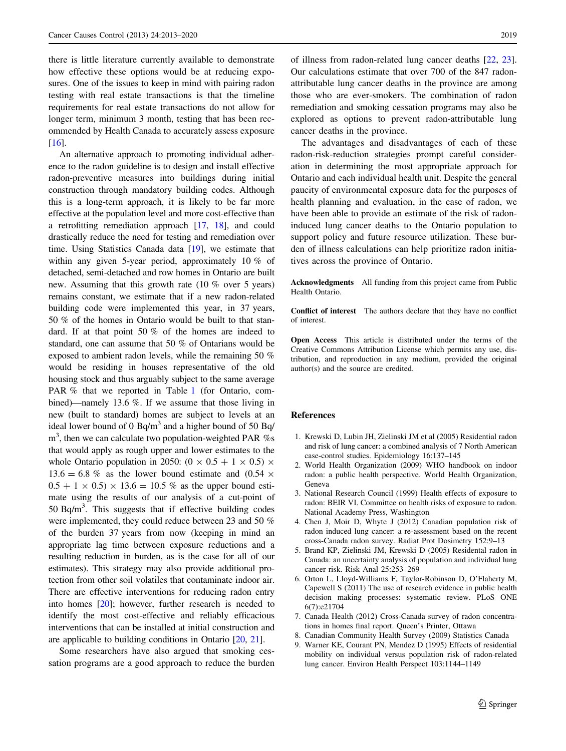there is little literature currently available to demonstrate how effective these options would be at reducing exposures. One of the issues to keep in mind with pairing radon testing with real estate transactions is that the timeline requirements for real estate transactions do not allow for longer term, minimum 3 month, testing that has been recommended by Health Canada to accurately assess exposure [16].

An alternative approach to promoting individual adherence to the radon guideline is to design and install effective radon-preventive measures into buildings during initial construction through mandatory building codes. Although this is a long-term approach, it is likely to be far more effective at the population level and more cost-effective than a retrofitting remediation approach [17, 18], and could drastically reduce the need for testing and remediation over time. Using Statistics Canada data [19], we estimate that within any given 5-year period, approximately 10 % of detached, semi-detached and row homes in Ontario are built new. Assuming that this growth rate (10 % over 5 years) remains constant, we estimate that if a new radon-related building code were implemented this year, in 37 years, 50 % of the homes in Ontario would be built to that standard. If at that point 50 % of the homes are indeed to standard, one can assume that 50 % of Ontarians would be exposed to ambient radon levels, while the remaining 50 % would be residing in houses representative of the old housing stock and thus arguably subject to the same average PAR % that we reported in Table 1 (for Ontario, combined)—namely 13.6 %. If we assume that those living in new (built to standard) homes are subject to levels at an ideal lower bound of 0 Bq/m$^3$ and a higher bound of 50 Bq/m$^3$, then we can calculate two population-weighted PAR %s that would apply as rough upper and lower estimates to the whole Ontario population in 2050: $(0 \times 0.5 + 1 \times 0.5) \times 13.6 = 6.8$ % as the lower bound estimate and $(0.54 \times 0.5 + 1 \times 0.5) \times 13.6 = 10.5$ % as the upper bound estimate using the results of our analysis of a cut-point of 50 Bq/m$^3$. This suggests that if effective building codes were implemented, they could reduce between 23 and 50 % of the burden 37 years from now (keeping in mind an appropriate lag time between exposure reductions and a resulting reduction in burden, as is the case for all of our estimates). This strategy may also provide additional protection from other soil volatiles that contaminate indoor air. There are effective interventions for reducing radon entry into homes [20]; however, further research is needed to identify the most cost-effective and reliably efficacious interventions that can be installed at initial construction and are applicable to building conditions in Ontario [20, 21].

Some researchers have also argued that smoking cessation programs are a good approach to reduce the burden of illness from radon-related lung cancer deaths [22, 23]. Our calculations estimate that over 700 of the 847 radon-attributable lung cancer deaths in the province are among those who are ever-smokers. The combination of radon remediation and smoking cessation programs may also be explored as options to prevent radon-attributable lung cancer deaths in the province.

The advantages and disadvantages of each of these radon-risk-reduction strategies prompt careful consideration in determining the most appropriate approach for Ontario and each individual health unit. Despite the general paucity of environmental exposure data for the purposes of health planning and evaluation, in the case of radon, we have been able to provide an estimate of the risk of radon-induced lung cancer deaths to the Ontario population to support policy and future resource utilization. These burden of illness calculations can help prioritize radon initiatives across the province of Ontario.

**Acknowledgments** All funding from this project came from Public Health Ontario.

**Conflict of interest** The authors declare that they have no conflict of interest.

**Open Access** This article is distributed under the terms of the Creative Commons Attribution License which permits any use, distribution, and reproduction in any medium, provided the original author(s) and the source are credited.

## References

1. Krewski D, Lubin JH, Zielinski JM et al (2005) Residential radon and risk of lung cancer: a combined analysis of 7 North American case-control studies. Epidemiology 16:137–145
2. World Health Organization (2009) WHO handbook on indoor radon: a public health perspective. World Health Organization, Geneva
3. National Research Council (1999) Health effects of exposure to radon: BEIR VI. Committee on health risks of exposure to radon. National Academy Press, Washington
4. Chen J, Moir D, Whyte J (2012) Canadian population risk of radon induced lung cancer: a re-assessment based on the recent cross-Canada radon survey. Radiat Prot Dosimetry 152:9–13
5. Brand KP, Zielinski JM, Krewski D (2005) Residental radon in Canada: an uncertainty analysis of population and individual lung cancer risk. Risk Anal 25:253–269
6. Orton L, Lloyd-Williams F, Taylor-Robinson D, O'Flaherty M, Capewell S (2011) The use of research evidence in public health decision making processes: systematic review. PLoS ONE 6(7):e21704
7. Canada Health (2012) Cross-Canada survey of radon concentrations in homes final report. Queen's Printer, Ottawa
8. Canadian Community Health Survey (2009) Statistics Canada
9. Warner KE, Courant PN, Mendez D (1995) Effects of residential mobility on individual versus population risk of radon-related lung cancer. Environ Health Perspect 103:1144–1149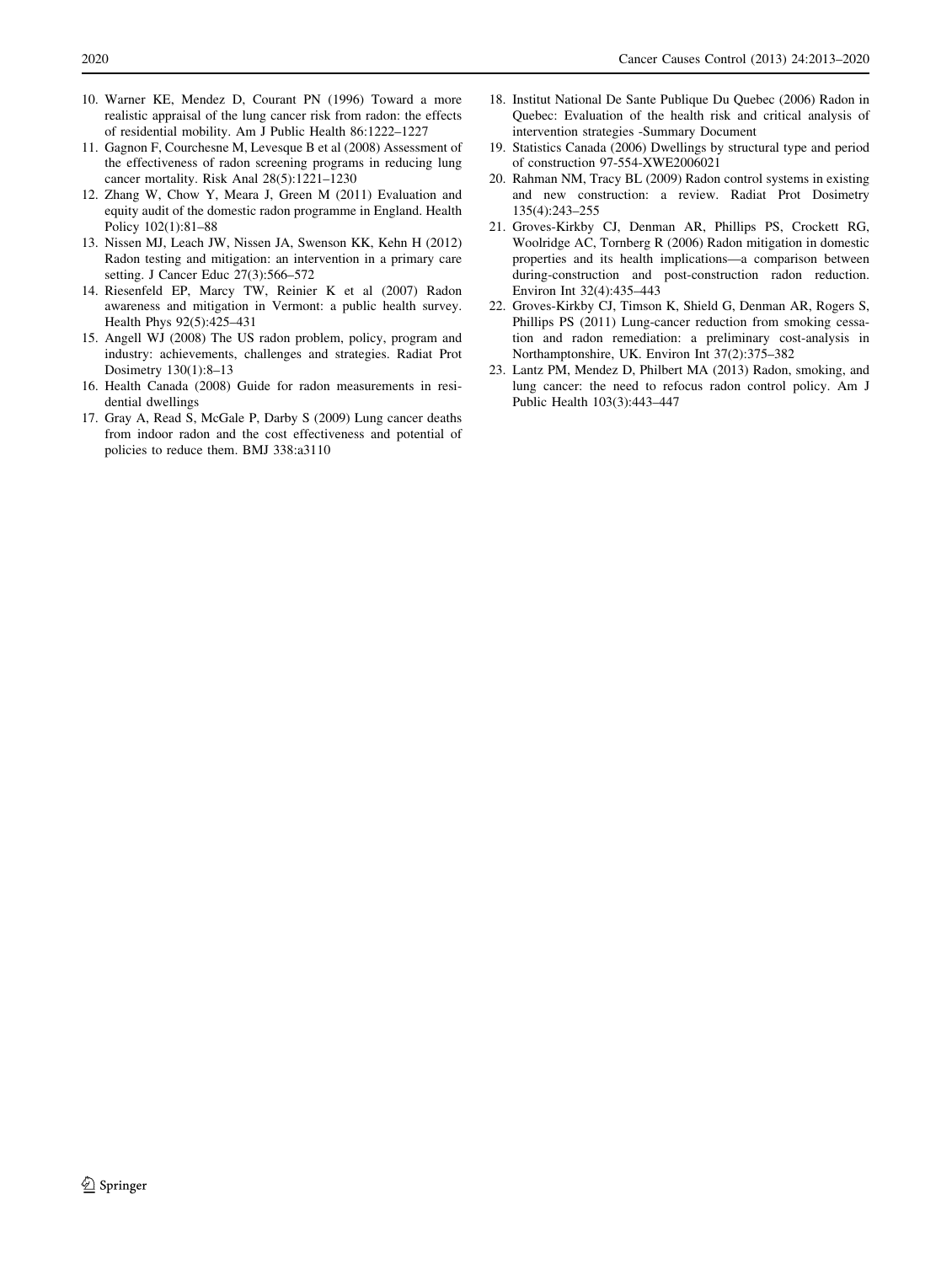10. Warner KE, Mendez D, Courant PN (1996) Toward a more realistic appraisal of the lung cancer risk from radon: the effects of residential mobility. Am J Public Health 86:1222–1227
11. Gagnon F, Courchesne M, Levesque B et al (2008) Assessment of the effectiveness of radon screening programs in reducing lung cancer mortality. Risk Anal 28(5):1221–1230
12. Zhang W, Chow Y, Meara J, Green M (2011) Evaluation and equity audit of the domestic radon programme in England. Health Policy 102(1):81–88
13. Nissen MJ, Leach JW, Nissen JA, Swenson KK, Kehn H (2012) Radon testing and mitigation: an intervention in a primary care setting. J Cancer Educ 27(3):566–572
14. Riesenfeld EP, Marcy TW, Reinier K et al (2007) Radon awareness and mitigation in Vermont: a public health survey. Health Phys 92(5):425–431
15. Angell WJ (2008) The US radon problem, policy, program and industry: achievements, challenges and strategies. Radiat Prot Dosimetry 130(1):8–13
16. Health Canada (2008) Guide for radon measurements in residential dwellings
17. Gray A, Read S, McGale P, Darby S (2009) Lung cancer deaths from indoor radon and the cost effectiveness and potential of policies to reduce them. BMJ 338:a3110
18. Institut National De Sante Publique Du Quebec (2006) Radon in Quebec: Evaluation of the health risk and critical analysis of intervention strategies -Summary Document
19. Statistics Canada (2006) Dwellings by structural type and period of construction 97-554-XWE2006021
20. Rahman NM, Tracy BL (2009) Radon control systems in existing and new construction: a review. Radiat Prot Dosimetry 135(4):243–255
21. Groves-Kirkby CJ, Denman AR, Phillips PS, Crockett RG, Woolridge AC, Tornberg R (2006) Radon mitigation in domestic properties and its health implications—a comparison between during-construction and post-construction radon reduction. Environ Int 32(4):435–443
22. Groves-Kirkby CJ, Timson K, Shield G, Denman AR, Rogers S, Phillips PS (2011) Lung-cancer reduction from smoking cessation and radon remediation: a preliminary cost-analysis in Northamptonshire, UK. Environ Int 37(2):375–382
23. Lantz PM, Mendez D, Philbert MA (2013) Radon, smoking, and lung cancer: the need to refocus radon control policy. Am J Public Health 103(3):443–447